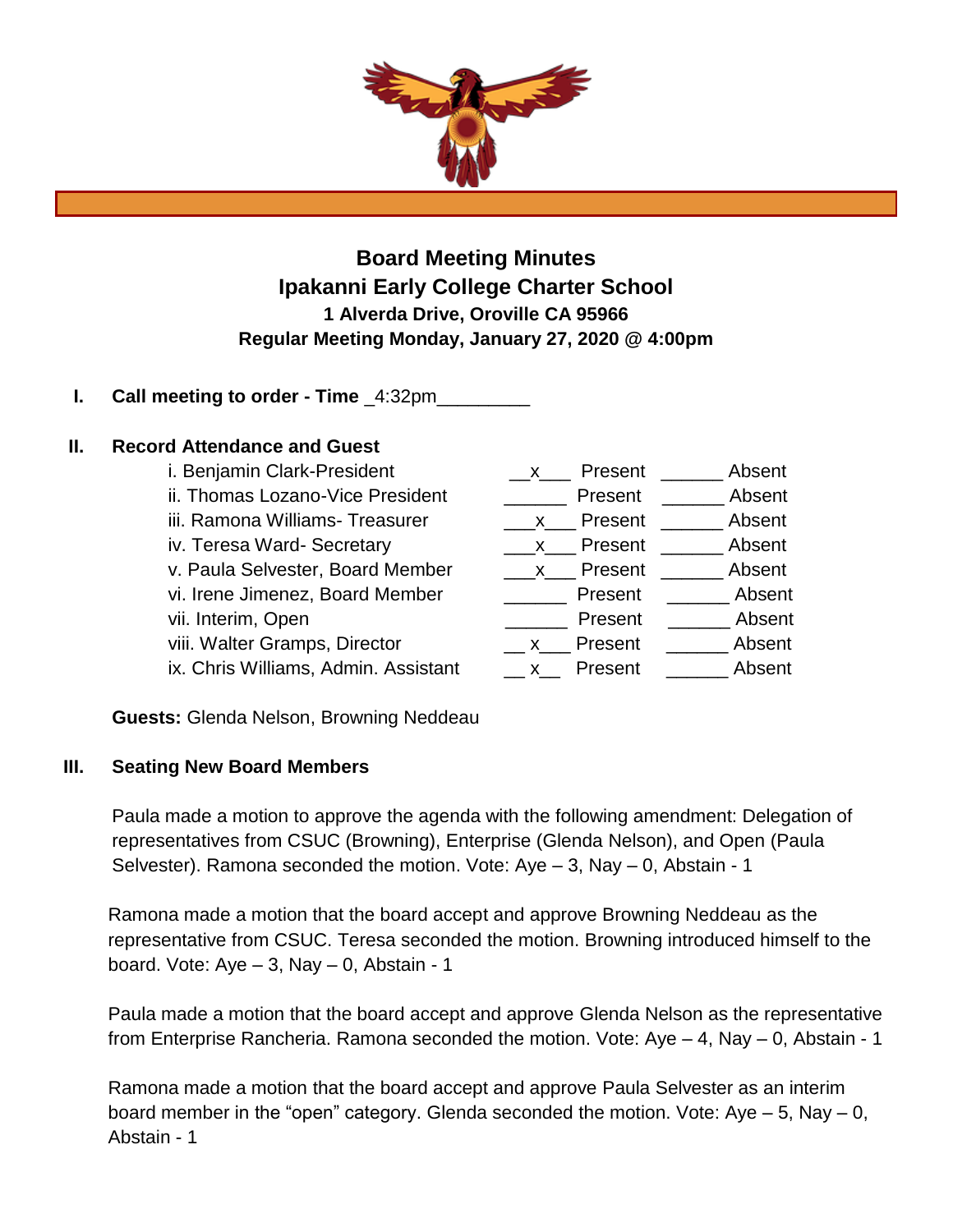# Board Meeting Minutes

## Ipakanni Early College Charter School

### 1 Alverda Drive, Oroville CA 95966

### Regular Meeting Monday, January 27, 2020 @ 4:00pm

**I. Call meeting to order - Time** _4:32pm_________

**II. Record Attendance and Guest**

| | Present | Absent |
|---|---|---|
| i. Benjamin Clark-President | x | |
| ii. Thomas Lozano-Vice President | | |
| iii. Ramona Williams- Treasurer | x | |
| iv. Teresa Ward- Secretary | x | |
| v. Paula Selvester, Board Member | x | |
| vi. Irene Jimenez, Board Member | | |
| vii. Interim, Open | | |
| viii. Walter Gramps, Director | x | |
| ix. Chris Williams, Admin. Assistant | x | |

**Guests:** Glenda Nelson, Browning Neddeau

**III. Seating New Board Members**

Paula made a motion to approve the agenda with the following amendment: Delegation of representatives from CSUC (Browning), Enterprise (Glenda Nelson), and Open (Paula Selvester). Ramona seconded the motion. Vote: Aye – 3, Nay – 0, Abstain - 1

Ramona made a motion that the board accept and approve Browning Neddeau as the representative from CSUC. Teresa seconded the motion. Browning introduced himself to the board. Vote: Aye – 3, Nay – 0, Abstain - 1

Paula made a motion that the board accept and approve Glenda Nelson as the representative from Enterprise Rancheria. Ramona seconded the motion. Vote: Aye – 4, Nay – 0, Abstain - 1

Ramona made a motion that the board accept and approve Paula Selvester as an interim board member in the "open" category. Glenda seconded the motion. Vote: Aye – 5, Nay – 0, Abstain - 1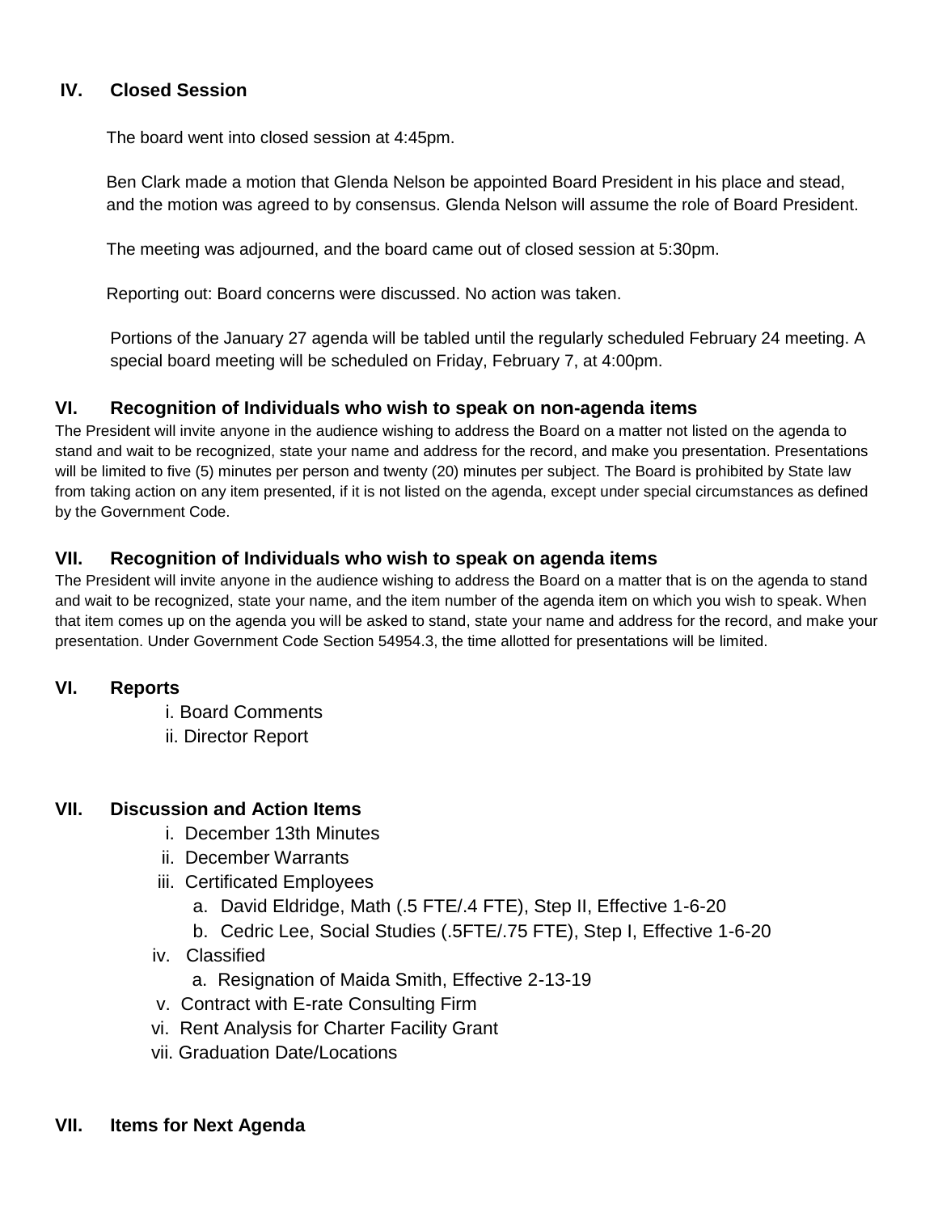## IV. Closed Session

The board went into closed session at 4:45pm.

Ben Clark made a motion that Glenda Nelson be appointed Board President in his place and stead, and the motion was agreed to by consensus. Glenda Nelson will assume the role of Board President.

The meeting was adjourned, and the board came out of closed session at 5:30pm.

Reporting out: Board concerns were discussed. No action was taken.

Portions of the January 27 agenda will be tabled until the regularly scheduled February 24 meeting. A special board meeting will be scheduled on Friday, February 7, at 4:00pm.

## VI. Recognition of Individuals who wish to speak on non-agenda items

The President will invite anyone in the audience wishing to address the Board on a matter not listed on the agenda to stand and wait to be recognized, state your name and address for the record, and make you presentation. Presentations will be limited to five (5) minutes per person and twenty (20) minutes per subject. The Board is prohibited by State law from taking action on any item presented, if it is not listed on the agenda, except under special circumstances as defined by the Government Code.

## VII. Recognition of Individuals who wish to speak on agenda items

The President will invite anyone in the audience wishing to address the Board on a matter that is on the agenda to stand and wait to be recognized, state your name, and the item number of the agenda item on which you wish to speak. When that item comes up on the agenda you will be asked to stand, state your name and address for the record, and make your presentation. Under Government Code Section 54954.3, the time allotted for presentations will be limited.

## VI. Reports

- i. Board Comments
- ii. Director Report

## VII. Discussion and Action Items

- i. December 13th Minutes
- ii. December Warrants
- iii. Certificated Employees
  - a. David Eldridge, Math (.5 FTE/.4 FTE), Step II, Effective 1-6-20
  - b. Cedric Lee, Social Studies (.5FTE/.75 FTE), Step I, Effective 1-6-20
- iv. Classified
  - a. Resignation of Maida Smith, Effective 2-13-19
- v. Contract with E-rate Consulting Firm
- vi. Rent Analysis for Charter Facility Grant
- vii. Graduation Date/Locations

## VII. Items for Next Agenda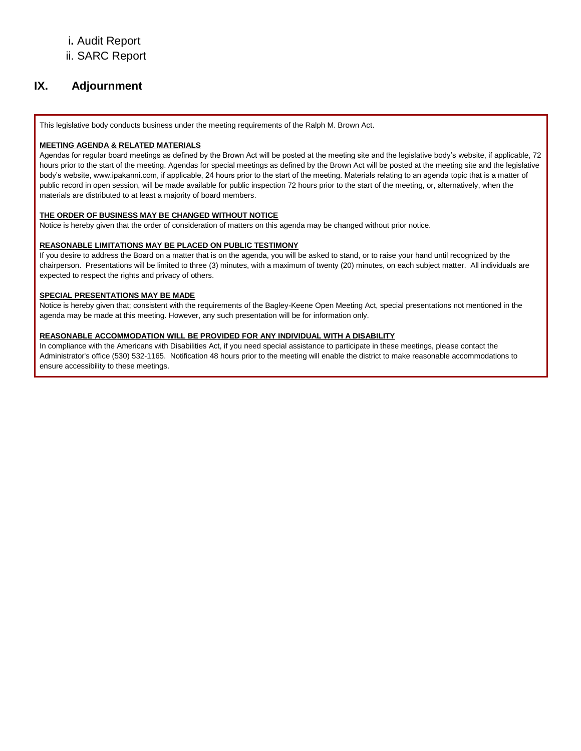i. Audit Report

ii. SARC Report

## IX. Adjournment

This legislative body conducts business under the meeting requirements of the Ralph M. Brown Act.

**MEETING AGENDA & RELATED MATERIALS**

Agendas for regular board meetings as defined by the Brown Act will be posted at the meeting site and the legislative body's website, if applicable, 72 hours prior to the start of the meeting. Agendas for special meetings as defined by the Brown Act will be posted at the meeting site and the legislative body's website, www.ipakanni.com, if applicable, 24 hours prior to the start of the meeting. Materials relating to an agenda topic that is a matter of public record in open session, will be made available for public inspection 72 hours prior to the start of the meeting, or, alternatively, when the materials are distributed to at least a majority of board members.

**THE ORDER OF BUSINESS MAY BE CHANGED WITHOUT NOTICE**

Notice is hereby given that the order of consideration of matters on this agenda may be changed without prior notice.

**REASONABLE LIMITATIONS MAY BE PLACED ON PUBLIC TESTIMONY**

If you desire to address the Board on a matter that is on the agenda, you will be asked to stand, or to raise your hand until recognized by the chairperson. Presentations will be limited to three (3) minutes, with a maximum of twenty (20) minutes, on each subject matter. All individuals are expected to respect the rights and privacy of others.

**SPECIAL PRESENTATIONS MAY BE MADE**

Notice is hereby given that; consistent with the requirements of the Bagley-Keene Open Meeting Act, special presentations not mentioned in the agenda may be made at this meeting. However, any such presentation will be for information only.

**REASONABLE ACCOMMODATION WILL BE PROVIDED FOR ANY INDIVIDUAL WITH A DISABILITY**

In compliance with the Americans with Disabilities Act, if you need special assistance to participate in these meetings, please contact the Administrator's office (530) 532-1165. Notification 48 hours prior to the meeting will enable the district to make reasonable accommodations to ensure accessibility to these meetings.